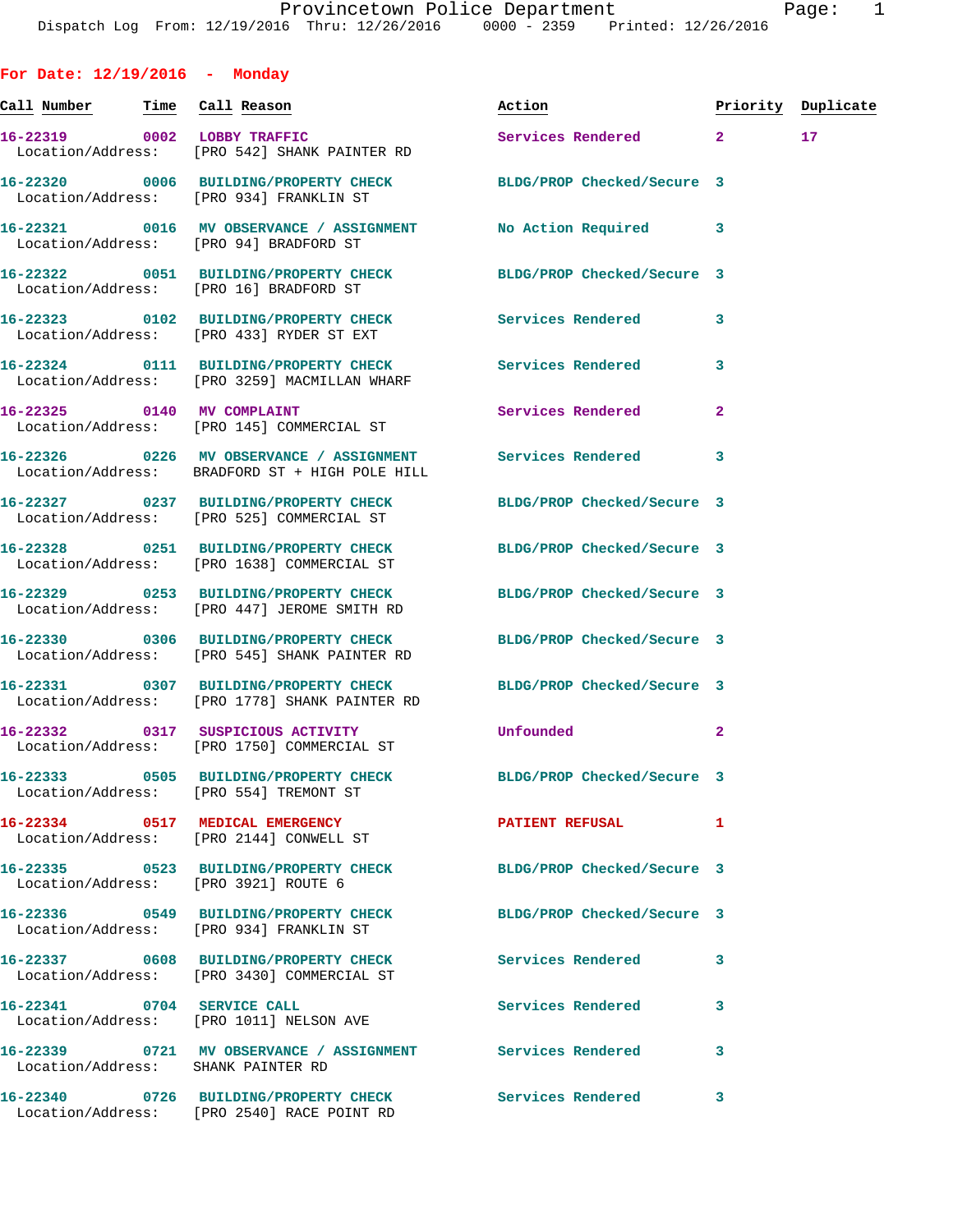Dispatch Log From: 12/19/2016 Thru: 12/26/2016 0000 - 2359 Printed: 12/26/2016

## For Date: 12/19/2016 - Monday

| Call Number | Time | Call Reason | Action | Priority | Duplicate |
|---|---|---|---|---|---|
| 16-22319 | 0002 | LOBBY TRAFFIC | Services Rendered | 2 | 17 |
| Location/Address: | | [PRO 542] SHANK PAINTER RD | | | |
| 16-22320 | 0006 | BUILDING/PROPERTY CHECK | BLDG/PROP Checked/Secure | 3 | |
| Location/Address: | | [PRO 934] FRANKLIN ST | | | |
| 16-22321 | 0016 | MV OBSERVANCE / ASSIGNMENT | No Action Required | 3 | |
| Location/Address: | | [PRO 94] BRADFORD ST | | | |
| 16-22322 | 0051 | BUILDING/PROPERTY CHECK | BLDG/PROP Checked/Secure | 3 | |
| Location/Address: | | [PRO 16] BRADFORD ST | | | |
| 16-22323 | 0102 | BUILDING/PROPERTY CHECK | Services Rendered | 3 | |
| Location/Address: | | [PRO 433] RYDER ST EXT | | | |
| 16-22324 | 0111 | BUILDING/PROPERTY CHECK | Services Rendered | 3 | |
| Location/Address: | | [PRO 3259] MACMILLAN WHARF | | | |
| 16-22325 | 0140 | MV COMPLAINT | Services Rendered | 2 | |
| Location/Address: | | [PRO 145] COMMERCIAL ST | | | |
| 16-22326 | 0226 | MV OBSERVANCE / ASSIGNMENT | Services Rendered | 3 | |
| Location/Address: | | BRADFORD ST + HIGH POLE HILL | | | |
| 16-22327 | 0237 | BUILDING/PROPERTY CHECK | BLDG/PROP Checked/Secure | 3 | |
| Location/Address: | | [PRO 525] COMMERCIAL ST | | | |
| 16-22328 | 0251 | BUILDING/PROPERTY CHECK | BLDG/PROP Checked/Secure | 3 | |
| Location/Address: | | [PRO 1638] COMMERCIAL ST | | | |
| 16-22329 | 0253 | BUILDING/PROPERTY CHECK | BLDG/PROP Checked/Secure | 3 | |
| Location/Address: | | [PRO 447] JEROME SMITH RD | | | |
| 16-22330 | 0306 | BUILDING/PROPERTY CHECK | BLDG/PROP Checked/Secure | 3 | |
| Location/Address: | | [PRO 545] SHANK PAINTER RD | | | |
| 16-22331 | 0307 | BUILDING/PROPERTY CHECK | BLDG/PROP Checked/Secure | 3 | |
| Location/Address: | | [PRO 1778] SHANK PAINTER RD | | | |
| 16-22332 | 0317 | SUSPICIOUS ACTIVITY | Unfounded | 2 | |
| Location/Address: | | [PRO 1750] COMMERCIAL ST | | | |
| 16-22333 | 0505 | BUILDING/PROPERTY CHECK | BLDG/PROP Checked/Secure | 3 | |
| Location/Address: | | [PRO 554] TREMONT ST | | | |
| 16-22334 | 0517 | MEDICAL EMERGENCY | PATIENT REFUSAL | 1 | |
| Location/Address: | | [PRO 2144] CONWELL ST | | | |
| 16-22335 | 0523 | BUILDING/PROPERTY CHECK | BLDG/PROP Checked/Secure | 3 | |
| Location/Address: | | [PRO 3921] ROUTE 6 | | | |
| 16-22336 | 0549 | BUILDING/PROPERTY CHECK | BLDG/PROP Checked/Secure | 3 | |
| Location/Address: | | [PRO 934] FRANKLIN ST | | | |
| 16-22337 | 0608 | BUILDING/PROPERTY CHECK | Services Rendered | 3 | |
| Location/Address: | | [PRO 3430] COMMERCIAL ST | | | |
| 16-22341 | 0704 | SERVICE CALL | Services Rendered | 3 | |
| Location/Address: | | [PRO 1011] NELSON AVE | | | |
| 16-22339 | 0721 | MV OBSERVANCE / ASSIGNMENT | Services Rendered | 3 | |
| Location/Address: | | SHANK PAINTER RD | | | |
| 16-22340 | 0726 | BUILDING/PROPERTY CHECK | Services Rendered | 3 | |
| Location/Address: | | [PRO 2540] RACE POINT RD | | | |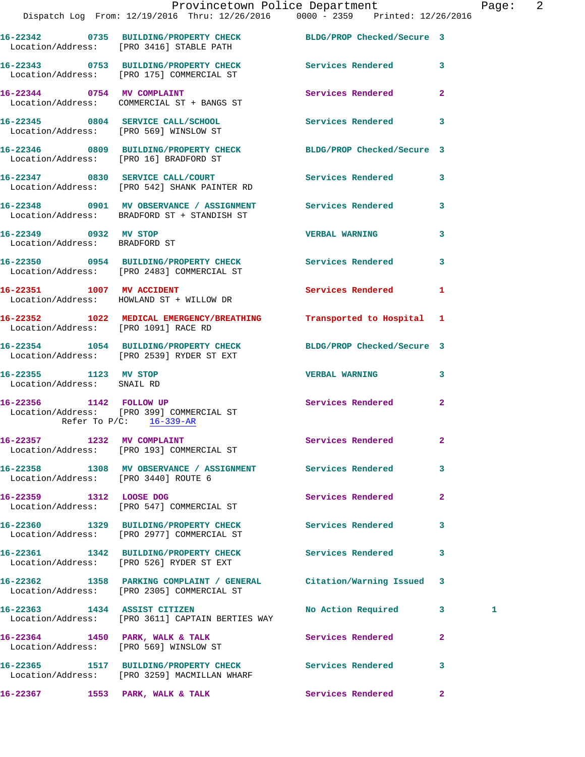16-22342 0735 BUILDING/PROPERTY CHECK BLDG/PROP Checked/Secure 3
Location/Address: [PRO 3416] STABLE PATH

16-22343 0753 BUILDING/PROPERTY CHECK Services Rendered 3
Location/Address: [PRO 175] COMMERCIAL ST

16-22344 0754 MV COMPLAINT Services Rendered 2
Location/Address: COMMERCIAL ST + BANGS ST

16-22345 0804 SERVICE CALL/SCHOOL Services Rendered 3
Location/Address: [PRO 569] WINSLOW ST

16-22346 0809 BUILDING/PROPERTY CHECK BLDG/PROP Checked/Secure 3
Location/Address: [PRO 16] BRADFORD ST

16-22347 0830 SERVICE CALL/COURT Services Rendered 3
Location/Address: [PRO 542] SHANK PAINTER RD

16-22348 0901 MV OBSERVANCE / ASSIGNMENT Services Rendered 3
Location/Address: BRADFORD ST + STANDISH ST

16-22349 0932 MV STOP VERBAL WARNING 3
Location/Address: BRADFORD ST

16-22350 0954 BUILDING/PROPERTY CHECK Services Rendered 3
Location/Address: [PRO 2483] COMMERCIAL ST

16-22351 1007 MV ACCIDENT Services Rendered 1
Location/Address: HOWLAND ST + WILLOW DR

16-22352 1022 MEDICAL EMERGENCY/BREATHING Transported to Hospital 1
Location/Address: [PRO 1091] RACE RD

16-22354 1054 BUILDING/PROPERTY CHECK BLDG/PROP Checked/Secure 3
Location/Address: [PRO 2539] RYDER ST EXT

16-22355 1123 MV STOP VERBAL WARNING 3
Location/Address: SNAIL RD

16-22356 1142 FOLLOW UP Services Rendered 2
Location/Address: [PRO 399] COMMERCIAL ST
Refer To P/C: 16-339-AR

16-22357 1232 MV COMPLAINT Services Rendered 2
Location/Address: [PRO 193] COMMERCIAL ST

16-22358 1308 MV OBSERVANCE / ASSIGNMENT Services Rendered 3
Location/Address: [PRO 3440] ROUTE 6

16-22359 1312 LOOSE DOG Services Rendered 2
Location/Address: [PRO 547] COMMERCIAL ST

16-22360 1329 BUILDING/PROPERTY CHECK Services Rendered 3
Location/Address: [PRO 2977] COMMERCIAL ST

16-22361 1342 BUILDING/PROPERTY CHECK Services Rendered 3
Location/Address: [PRO 526] RYDER ST EXT

16-22362 1358 PARKING COMPLAINT / GENERAL Citation/Warning Issued 3
Location/Address: [PRO 2305] COMMERCIAL ST

16-22363 1434 ASSIST CITIZEN No Action Required 3 1
Location/Address: [PRO 3611] CAPTAIN BERTIES WAY

16-22364 1450 PARK, WALK & TALK Services Rendered 2
Location/Address: [PRO 569] WINSLOW ST

16-22365 1517 BUILDING/PROPERTY CHECK Services Rendered 3
Location/Address: [PRO 3259] MACMILLAN WHARF

16-22367 1553 PARK, WALK & TALK Services Rendered 2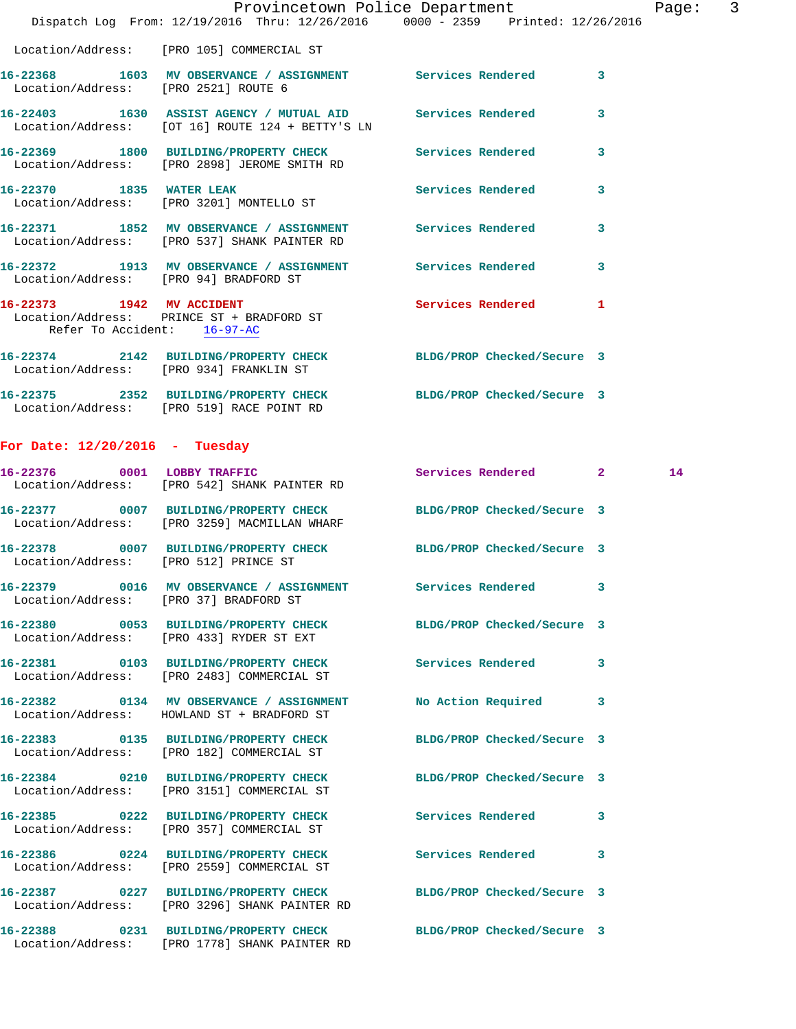Location/Address: [PRO 105] COMMERCIAL ST

**16-22368** 1603 **MV OBSERVANCE / ASSIGNMENT** Services Rendered 3
Location/Address: [PRO 2521] ROUTE 6

**16-22403** 1630 **ASSIST AGENCY / MUTUAL AID** Services Rendered 3
Location/Address: [OT 16] ROUTE 124 + BETTY'S LN

**16-22369** 1800 **BUILDING/PROPERTY CHECK** Services Rendered 3
Location/Address: [PRO 2898] JEROME SMITH RD

**16-22370** 1835 **WATER LEAK** Services Rendered 3
Location/Address: [PRO 3201] MONTELLO ST

**16-22371** 1852 **MV OBSERVANCE / ASSIGNMENT** Services Rendered 3
Location/Address: [PRO 537] SHANK PAINTER RD

**16-22372** 1913 **MV OBSERVANCE / ASSIGNMENT** Services Rendered 3
Location/Address: [PRO 94] BRADFORD ST

**16-22373** 1942 **MV ACCIDENT** Services Rendered 1
Location/Address: PRINCE ST + BRADFORD ST
Refer To Accident: 16-97-AC

**16-22374** 2142 **BUILDING/PROPERTY CHECK** BLDG/PROP Checked/Secure 3
Location/Address: [PRO 934] FRANKLIN ST

**16-22375** 2352 **BUILDING/PROPERTY CHECK** BLDG/PROP Checked/Secure 3
Location/Address: [PRO 519] RACE POINT RD

## For Date: 12/20/2016 - Tuesday

**16-22376** 0001 **LOBBY TRAFFIC** Services Rendered 2 14
Location/Address: [PRO 542] SHANK PAINTER RD

**16-22377** 0007 **BUILDING/PROPERTY CHECK** BLDG/PROP Checked/Secure 3
Location/Address: [PRO 3259] MACMILLAN WHARF

**16-22378** 0007 **BUILDING/PROPERTY CHECK** BLDG/PROP Checked/Secure 3
Location/Address: [PRO 512] PRINCE ST

**16-22379** 0016 **MV OBSERVANCE / ASSIGNMENT** Services Rendered 3
Location/Address: [PRO 37] BRADFORD ST

**16-22380** 0053 **BUILDING/PROPERTY CHECK** BLDG/PROP Checked/Secure 3
Location/Address: [PRO 433] RYDER ST EXT

**16-22381** 0103 **BUILDING/PROPERTY CHECK** Services Rendered 3
Location/Address: [PRO 2483] COMMERCIAL ST

**16-22382** 0134 **MV OBSERVANCE / ASSIGNMENT** No Action Required 3
Location/Address: HOWLAND ST + BRADFORD ST

**16-22383** 0135 **BUILDING/PROPERTY CHECK** BLDG/PROP Checked/Secure 3
Location/Address: [PRO 182] COMMERCIAL ST

**16-22384** 0210 **BUILDING/PROPERTY CHECK** BLDG/PROP Checked/Secure 3
Location/Address: [PRO 3151] COMMERCIAL ST

**16-22385** 0222 **BUILDING/PROPERTY CHECK** Services Rendered 3
Location/Address: [PRO 357] COMMERCIAL ST

**16-22386** 0224 **BUILDING/PROPERTY CHECK** Services Rendered 3
Location/Address: [PRO 2559] COMMERCIAL ST

**16-22387** 0227 **BUILDING/PROPERTY CHECK** BLDG/PROP Checked/Secure 3
Location/Address: [PRO 3296] SHANK PAINTER RD

**16-22388** 0231 **BUILDING/PROPERTY CHECK** BLDG/PROP Checked/Secure 3
Location/Address: [PRO 1778] SHANK PAINTER RD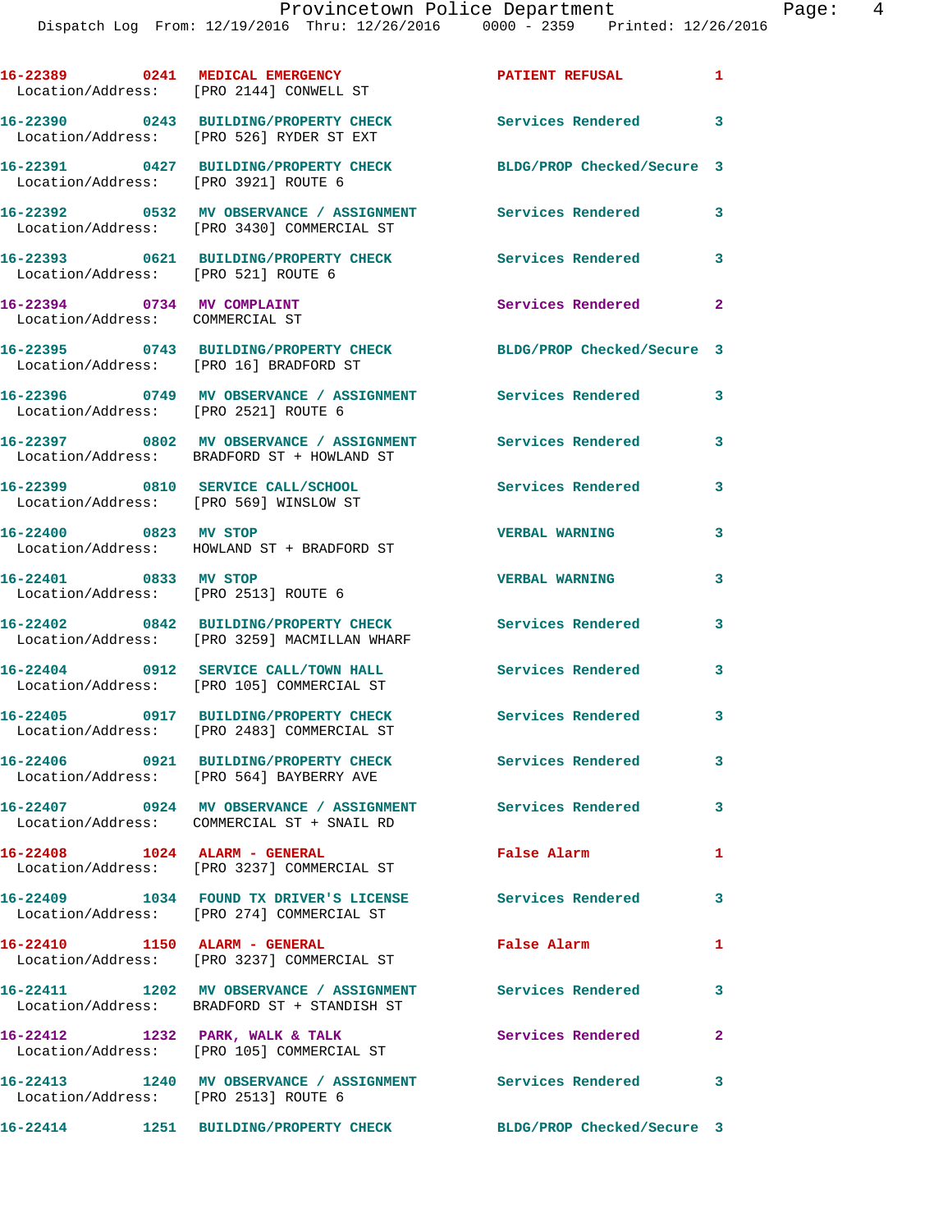16-22389 0241 **MEDICAL EMERGENCY** PATIENT REFUSAL 1
Location/Address: [PRO 2144] CONWELL ST

16-22390 0243 **BUILDING/PROPERTY CHECK** Services Rendered 3
Location/Address: [PRO 526] RYDER ST EXT

16-22391 0427 **BUILDING/PROPERTY CHECK** BLDG/PROP Checked/Secure 3
Location/Address: [PRO 3921] ROUTE 6

16-22392 0532 **MV OBSERVANCE / ASSIGNMENT** Services Rendered 3
Location/Address: [PRO 3430] COMMERCIAL ST

16-22393 0621 **BUILDING/PROPERTY CHECK** Services Rendered 3
Location/Address: [PRO 521] ROUTE 6

16-22394 0734 **MV COMPLAINT** Services Rendered 2
Location/Address: COMMERCIAL ST

16-22395 0743 **BUILDING/PROPERTY CHECK** BLDG/PROP Checked/Secure 3
Location/Address: [PRO 16] BRADFORD ST

16-22396 0749 **MV OBSERVANCE / ASSIGNMENT** Services Rendered 3
Location/Address: [PRO 2521] ROUTE 6

16-22397 0802 **MV OBSERVANCE / ASSIGNMENT** Services Rendered 3
Location/Address: BRADFORD ST + HOWLAND ST

16-22399 0810 **SERVICE CALL/SCHOOL** Services Rendered 3
Location/Address: [PRO 569] WINSLOW ST

16-22400 0823 **MV STOP** VERBAL WARNING 3
Location/Address: HOWLAND ST + BRADFORD ST

16-22401 0833 **MV STOP** VERBAL WARNING 3
Location/Address: [PRO 2513] ROUTE 6

16-22402 0842 **BUILDING/PROPERTY CHECK** Services Rendered 3
Location/Address: [PRO 3259] MACMILLAN WHARF

16-22404 0912 **SERVICE CALL/TOWN HALL** Services Rendered 3
Location/Address: [PRO 105] COMMERCIAL ST

16-22405 0917 **BUILDING/PROPERTY CHECK** Services Rendered 3
Location/Address: [PRO 2483] COMMERCIAL ST

16-22406 0921 **BUILDING/PROPERTY CHECK** Services Rendered 3
Location/Address: [PRO 564] BAYBERRY AVE

16-22407 0924 **MV OBSERVANCE / ASSIGNMENT** Services Rendered 3
Location/Address: COMMERCIAL ST + SNAIL RD

16-22408 1024 **ALARM - GENERAL** False Alarm 1
Location/Address: [PRO 3237] COMMERCIAL ST

16-22409 1034 **FOUND TX DRIVER'S LICENSE** Services Rendered 3
Location/Address: [PRO 274] COMMERCIAL ST

16-22410 1150 **ALARM - GENERAL** False Alarm 1
Location/Address: [PRO 3237] COMMERCIAL ST

16-22411 1202 **MV OBSERVANCE / ASSIGNMENT** Services Rendered 3
Location/Address: BRADFORD ST + STANDISH ST

16-22412 1232 **PARK, WALK & TALK** Services Rendered 2
Location/Address: [PRO 105] COMMERCIAL ST

16-22413 1240 **MV OBSERVANCE / ASSIGNMENT** Services Rendered 3
Location/Address: [PRO 2513] ROUTE 6

16-22414 1251 **BUILDING/PROPERTY CHECK** BLDG/PROP Checked/Secure 3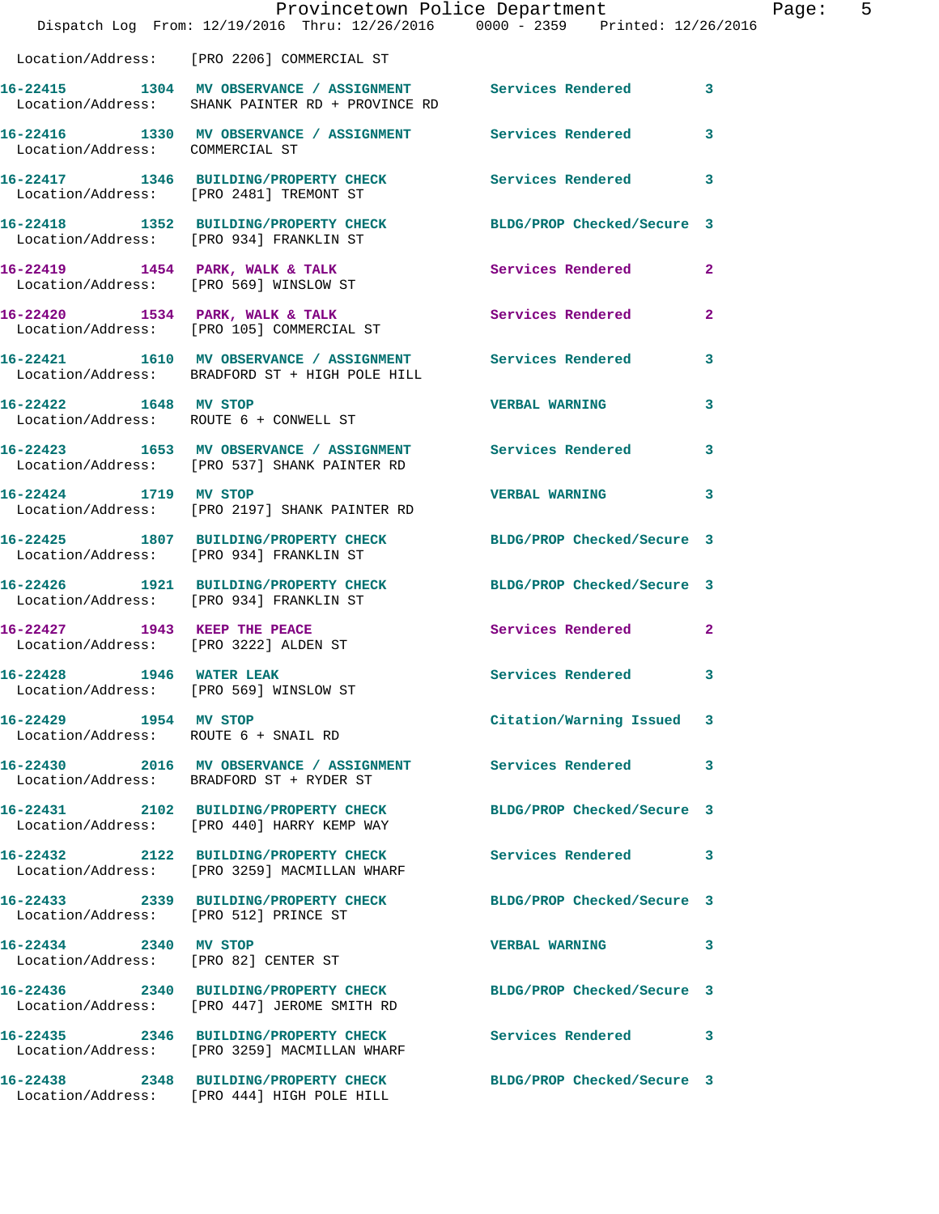Location/Address: [PRO 2206] COMMERCIAL ST

| Call # | Time | Call Type | Action | Priority |
|---|---|---|---|---|
| 16-22415 | 1304 | MV OBSERVANCE / ASSIGNMENT | Services Rendered | 3 |
| Location/Address: | SHANK PAINTER RD + PROVINCE RD | | | |
| 16-22416 | 1330 | MV OBSERVANCE / ASSIGNMENT | Services Rendered | 3 |
| Location/Address: | COMMERCIAL ST | | | |
| 16-22417 | 1346 | BUILDING/PROPERTY CHECK | Services Rendered | 3 |
| Location/Address: | [PRO 2481] TREMONT ST | | | |
| 16-22418 | 1352 | BUILDING/PROPERTY CHECK | BLDG/PROP Checked/Secure | 3 |
| Location/Address: | [PRO 934] FRANKLIN ST | | | |
| 16-22419 | 1454 | PARK, WALK & TALK | Services Rendered | 2 |
| Location/Address: | [PRO 569] WINSLOW ST | | | |
| 16-22420 | 1534 | PARK, WALK & TALK | Services Rendered | 2 |
| Location/Address: | [PRO 105] COMMERCIAL ST | | | |
| 16-22421 | 1610 | MV OBSERVANCE / ASSIGNMENT | Services Rendered | 3 |
| Location/Address: | BRADFORD ST + HIGH POLE HILL | | | |
| 16-22422 | 1648 | MV STOP | VERBAL WARNING | 3 |
| Location/Address: | ROUTE 6 + CONWELL ST | | | |
| 16-22423 | 1653 | MV OBSERVANCE / ASSIGNMENT | Services Rendered | 3 |
| Location/Address: | [PRO 537] SHANK PAINTER RD | | | |
| 16-22424 | 1719 | MV STOP | VERBAL WARNING | 3 |
| Location/Address: | [PRO 2197] SHANK PAINTER RD | | | |
| 16-22425 | 1807 | BUILDING/PROPERTY CHECK | BLDG/PROP Checked/Secure | 3 |
| Location/Address: | [PRO 934] FRANKLIN ST | | | |
| 16-22426 | 1921 | BUILDING/PROPERTY CHECK | BLDG/PROP Checked/Secure | 3 |
| Location/Address: | [PRO 934] FRANKLIN ST | | | |
| 16-22427 | 1943 | KEEP THE PEACE | Services Rendered | 2 |
| Location/Address: | [PRO 3222] ALDEN ST | | | |
| 16-22428 | 1946 | WATER LEAK | Services Rendered | 3 |
| Location/Address: | [PRO 569] WINSLOW ST | | | |
| 16-22429 | 1954 | MV STOP | Citation/Warning Issued | 3 |
| Location/Address: | ROUTE 6 + SNAIL RD | | | |
| 16-22430 | 2016 | MV OBSERVANCE / ASSIGNMENT | Services Rendered | 3 |
| Location/Address: | BRADFORD ST + RYDER ST | | | |
| 16-22431 | 2102 | BUILDING/PROPERTY CHECK | BLDG/PROP Checked/Secure | 3 |
| Location/Address: | [PRO 440] HARRY KEMP WAY | | | |
| 16-22432 | 2122 | BUILDING/PROPERTY CHECK | Services Rendered | 3 |
| Location/Address: | [PRO 3259] MACMILLAN WHARF | | | |
| 16-22433 | 2339 | BUILDING/PROPERTY CHECK | BLDG/PROP Checked/Secure | 3 |
| Location/Address: | [PRO 512] PRINCE ST | | | |
| 16-22434 | 2340 | MV STOP | VERBAL WARNING | 3 |
| Location/Address: | [PRO 82] CENTER ST | | | |
| 16-22436 | 2340 | BUILDING/PROPERTY CHECK | BLDG/PROP Checked/Secure | 3 |
| Location/Address: | [PRO 447] JEROME SMITH RD | | | |
| 16-22435 | 2346 | BUILDING/PROPERTY CHECK | Services Rendered | 3 |
| Location/Address: | [PRO 3259] MACMILLAN WHARF | | | |
| 16-22438 | 2348 | BUILDING/PROPERTY CHECK | BLDG/PROP Checked/Secure | 3 |
| Location/Address: | [PRO 444] HIGH POLE HILL | | | |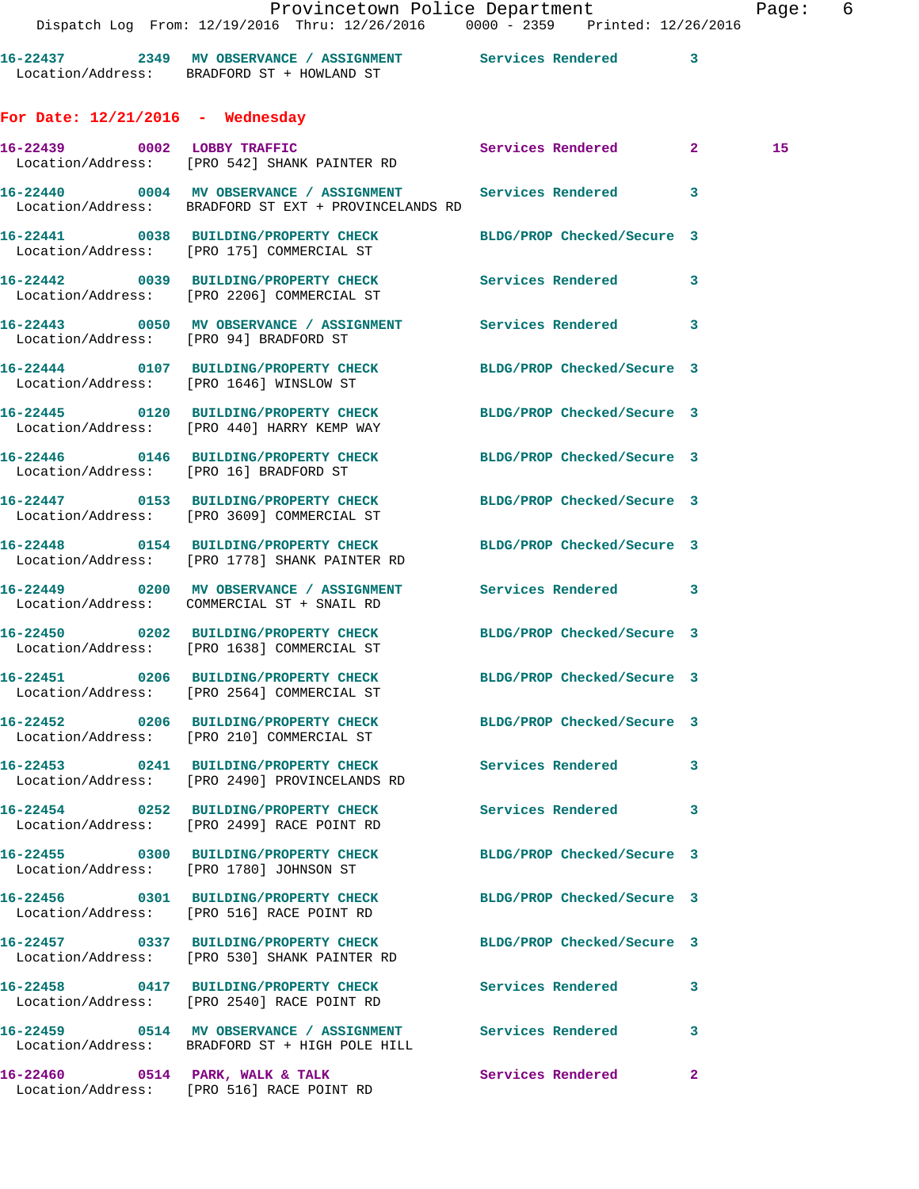16-22437 2349 MV OBSERVANCE / ASSIGNMENT Services Rendered 3
 Location/Address: BRADFORD ST + HOWLAND ST

**For Date: 12/21/2016 - Wednesday**

16-22439 0002 LOBBY TRAFFIC Services Rendered 2 15
 Location/Address: [PRO 542] SHANK PAINTER RD

16-22440 0004 MV OBSERVANCE / ASSIGNMENT Services Rendered 3
 Location/Address: BRADFORD ST EXT + PROVINCELANDS RD

16-22441 0038 BUILDING/PROPERTY CHECK BLDG/PROP Checked/Secure 3
 Location/Address: [PRO 175] COMMERCIAL ST

16-22442 0039 BUILDING/PROPERTY CHECK Services Rendered 3
 Location/Address: [PRO 2206] COMMERCIAL ST

16-22443 0050 MV OBSERVANCE / ASSIGNMENT Services Rendered 3
 Location/Address: [PRO 94] BRADFORD ST

16-22444 0107 BUILDING/PROPERTY CHECK BLDG/PROP Checked/Secure 3
 Location/Address: [PRO 1646] WINSLOW ST

16-22445 0120 BUILDING/PROPERTY CHECK BLDG/PROP Checked/Secure 3
 Location/Address: [PRO 440] HARRY KEMP WAY

16-22446 0146 BUILDING/PROPERTY CHECK BLDG/PROP Checked/Secure 3
 Location/Address: [PRO 16] BRADFORD ST

16-22447 0153 BUILDING/PROPERTY CHECK BLDG/PROP Checked/Secure 3
 Location/Address: [PRO 3609] COMMERCIAL ST

16-22448 0154 BUILDING/PROPERTY CHECK BLDG/PROP Checked/Secure 3
 Location/Address: [PRO 1778] SHANK PAINTER RD

16-22449 0200 MV OBSERVANCE / ASSIGNMENT Services Rendered 3
 Location/Address: COMMERCIAL ST + SNAIL RD

16-22450 0202 BUILDING/PROPERTY CHECK BLDG/PROP Checked/Secure 3
 Location/Address: [PRO 1638] COMMERCIAL ST

16-22451 0206 BUILDING/PROPERTY CHECK BLDG/PROP Checked/Secure 3
 Location/Address: [PRO 2564] COMMERCIAL ST

16-22452 0206 BUILDING/PROPERTY CHECK BLDG/PROP Checked/Secure 3
 Location/Address: [PRO 210] COMMERCIAL ST

16-22453 0241 BUILDING/PROPERTY CHECK Services Rendered 3
 Location/Address: [PRO 2490] PROVINCELANDS RD

16-22454 0252 BUILDING/PROPERTY CHECK Services Rendered 3
 Location/Address: [PRO 2499] RACE POINT RD

16-22455 0300 BUILDING/PROPERTY CHECK BLDG/PROP Checked/Secure 3
 Location/Address: [PRO 1780] JOHNSON ST

16-22456 0301 BUILDING/PROPERTY CHECK BLDG/PROP Checked/Secure 3
 Location/Address: [PRO 516] RACE POINT RD

16-22457 0337 BUILDING/PROPERTY CHECK BLDG/PROP Checked/Secure 3
 Location/Address: [PRO 530] SHANK PAINTER RD

16-22458 0417 BUILDING/PROPERTY CHECK Services Rendered 3
 Location/Address: [PRO 2540] RACE POINT RD

16-22459 0514 MV OBSERVANCE / ASSIGNMENT Services Rendered 3
 Location/Address: BRADFORD ST + HIGH POLE HILL

16-22460 0514 PARK, WALK & TALK Services Rendered 2
 Location/Address: [PRO 516] RACE POINT RD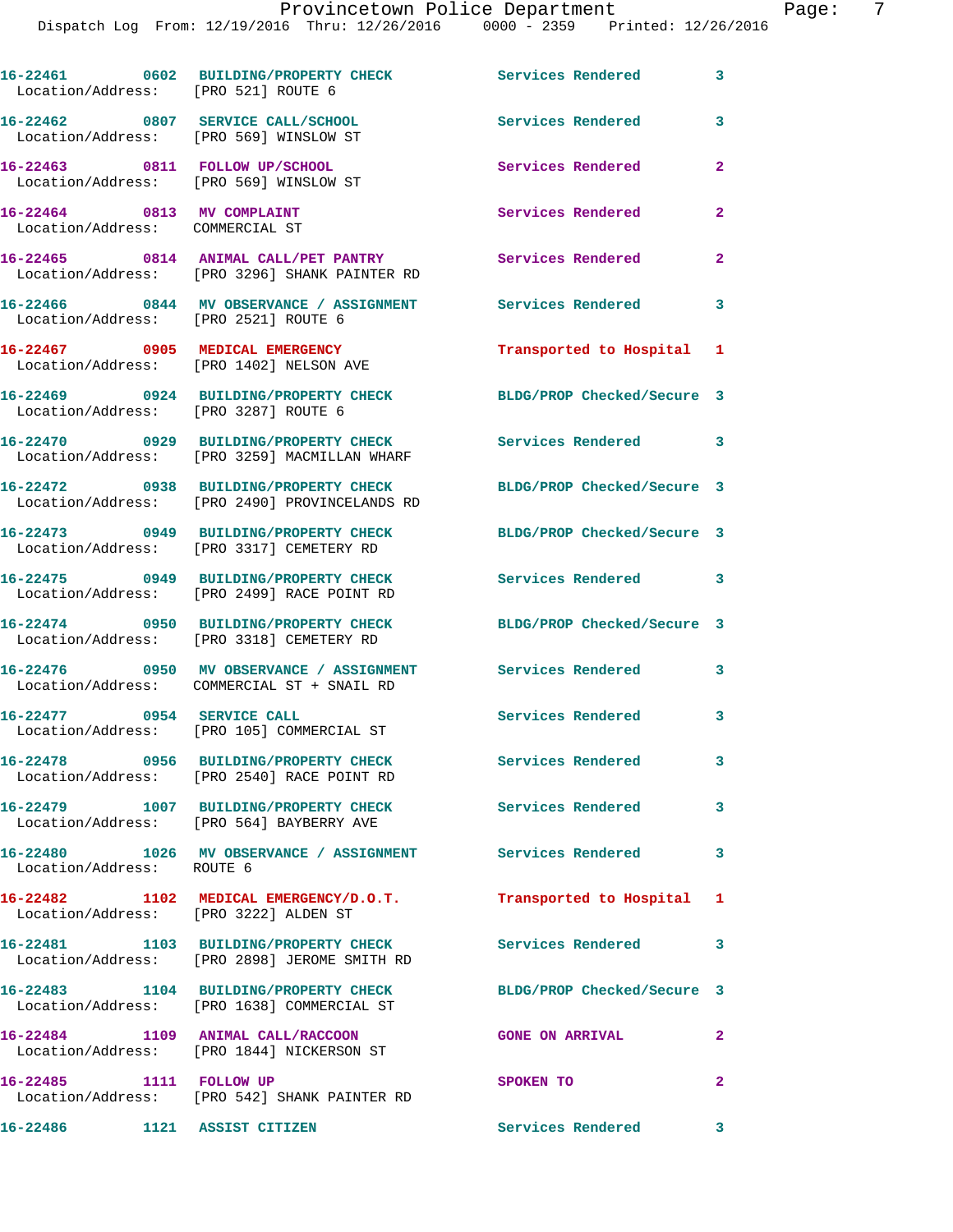16-22461 0602 BUILDING/PROPERTY CHECK Services Rendered 3
Location/Address: [PRO 521] ROUTE 6

16-22462 0807 SERVICE CALL/SCHOOL Services Rendered 3
Location/Address: [PRO 569] WINSLOW ST

16-22463 0811 FOLLOW UP/SCHOOL Services Rendered 2
Location/Address: [PRO 569] WINSLOW ST

16-22464 0813 MV COMPLAINT Services Rendered 2
Location/Address: COMMERCIAL ST

16-22465 0814 ANIMAL CALL/PET PANTRY Services Rendered 2
Location/Address: [PRO 3296] SHANK PAINTER RD

16-22466 0844 MV OBSERVATION / ASSIGNMENT Services Rendered 3
Location/Address: [PRO 2521] ROUTE 6

16-22467 0905 MEDICAL EMERGENCY Transported to Hospital 1
Location/Address: [PRO 1402] NELSON AVE

16-22469 0924 BUILDING/PROPERTY CHECK BLDG/PROP Checked/Secure 3
Location/Address: [PRO 3287] ROUTE 6

16-22470 0929 BUILDING/PROPERTY CHECK Services Rendered 3
Location/Address: [PRO 3259] MACMILLAN WHARF

16-22472 0938 BUILDING/PROPERTY CHECK BLDG/PROP Checked/Secure 3
Location/Address: [PRO 2490] PROVINCELANDS RD

16-22473 0949 BUILDING/PROPERTY CHECK BLDG/PROP Checked/Secure 3
Location/Address: [PRO 3317] CEMETERY RD

16-22475 0949 BUILDING/PROPERTY CHECK Services Rendered 3
Location/Address: [PRO 2499] RACE POINT RD

16-22474 0950 BUILDING/PROPERTY CHECK BLDG/PROP Checked/Secure 3
Location/Address: [PRO 3318] CEMETERY RD

16-22476 0950 MV OBSERVATION / ASSIGNMENT Services Rendered 3
Location/Address: COMMERCIAL ST + SNAIL RD

16-22477 0954 SERVICE CALL Services Rendered 3
Location/Address: [PRO 105] COMMERCIAL ST

16-22478 0956 BUILDING/PROPERTY CHECK Services Rendered 3
Location/Address: [PRO 2540] RACE POINT RD

16-22479 1007 BUILDING/PROPERTY CHECK Services Rendered 3
Location/Address: [PRO 564] BAYBERRY AVE

16-22480 1026 MV OBSERVATION / ASSIGNMENT Services Rendered 3
Location/Address: ROUTE 6

16-22482 1102 MEDICAL EMERGENCY/D.O.T. Transported to Hospital 1
Location/Address: [PRO 3222] ALDEN ST

16-22481 1103 BUILDING/PROPERTY CHECK Services Rendered 3
Location/Address: [PRO 2898] JEROME SMITH RD

16-22483 1104 BUILDING/PROPERTY CHECK BLDG/PROP Checked/Secure 3
Location/Address: [PRO 1638] COMMERCIAL ST

16-22484 1109 ANIMAL CALL/RACCOON GONE ON ARRIVAL 2
Location/Address: [PRO 1844] NICKERSON ST

16-22485 1111 FOLLOW UP SPOKEN TO 2
Location/Address: [PRO 542] SHANK PAINTER RD

16-22486 1121 ASSIST CITIZEN Services Rendered 3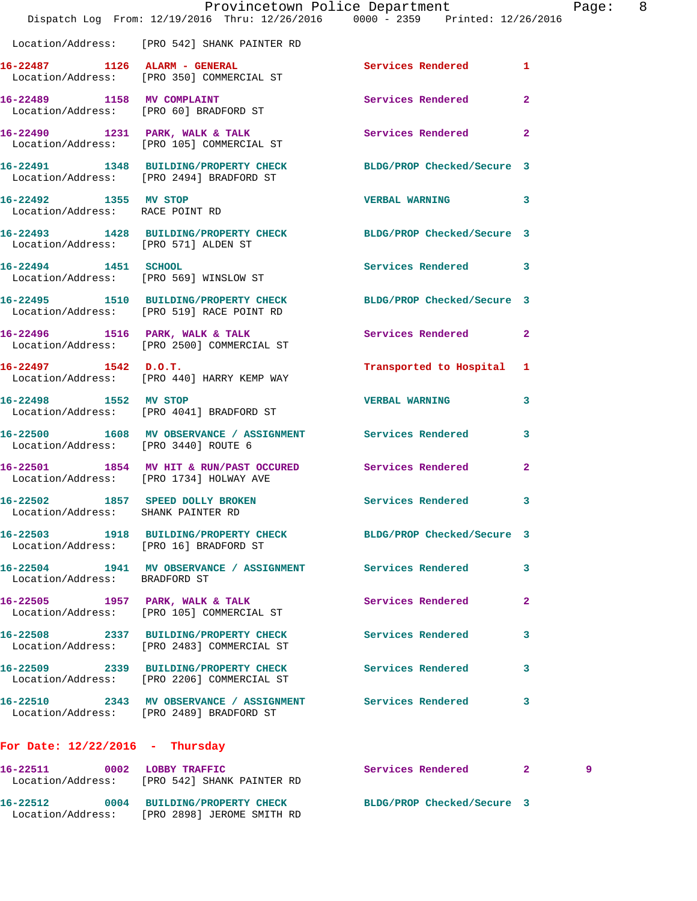Location/Address: [PRO 542] SHANK PAINTER RD

16-22487 1126 ALARM - GENERAL Services Rendered 1
Location/Address: [PRO 350] COMMERCIAL ST

16-22489 1158 MV COMPLAINT Services Rendered 2
Location/Address: [PRO 60] BRADFORD ST

16-22490 1231 PARK, WALK & TALK Services Rendered 2
Location/Address: [PRO 105] COMMERCIAL ST

16-22491 1348 BUILDING/PROPERTY CHECK BLDG/PROP Checked/Secure 3
Location/Address: [PRO 2494] BRADFORD ST

16-22492 1355 MV STOP VERBAL WARNING 3
Location/Address: RACE POINT RD

16-22493 1428 BUILDING/PROPERTY CHECK BLDG/PROP Checked/Secure 3
Location/Address: [PRO 571] ALDEN ST

16-22494 1451 SCHOOL Services Rendered 3
Location/Address: [PRO 569] WINSLOW ST

16-22495 1510 BUILDING/PROPERTY CHECK BLDG/PROP Checked/Secure 3
Location/Address: [PRO 519] RACE POINT RD

16-22496 1516 PARK, WALK & TALK Services Rendered 2
Location/Address: [PRO 2500] COMMERCIAL ST

16-22497 1542 D.O.T. Transported to Hospital 1
Location/Address: [PRO 440] HARRY KEMP WAY

16-22498 1552 MV STOP VERBAL WARNING 3
Location/Address: [PRO 4041] BRADFORD ST

16-22500 1608 MV OBSERVANCE / ASSIGNMENT Services Rendered 3
Location/Address: [PRO 3440] ROUTE 6

16-22501 1854 MV HIT & RUN/PAST OCCURED Services Rendered 2
Location/Address: [PRO 1734] HOLWAY AVE

16-22502 1857 SPEED DOLLY BROKEN Services Rendered 3
Location/Address: SHANK PAINTER RD

16-22503 1918 BUILDING/PROPERTY CHECK BLDG/PROP Checked/Secure 3
Location/Address: [PRO 16] BRADFORD ST

16-22504 1941 MV OBSERVANCE / ASSIGNMENT Services Rendered 3
Location/Address: BRADFORD ST

16-22505 1957 PARK, WALK & TALK Services Rendered 2
Location/Address: [PRO 105] COMMERCIAL ST

16-22508 2337 BUILDING/PROPERTY CHECK Services Rendered 3
Location/Address: [PRO 2483] COMMERCIAL ST

16-22509 2339 BUILDING/PROPERTY CHECK Services Rendered 3
Location/Address: [PRO 2206] COMMERCIAL ST

16-22510 2343 MV OBSERVANCE / ASSIGNMENT Services Rendered 3
Location/Address: [PRO 2489] BRADFORD ST

**For Date: 12/22/2016 - Thursday**

16-22511 0002 LOBBY TRAFFIC Services Rendered 2 9
Location/Address: [PRO 542] SHANK PAINTER RD

16-22512 0004 BUILDING/PROPERTY CHECK BLDG/PROP Checked/Secure 3
Location/Address: [PRO 2898] JEROME SMITH RD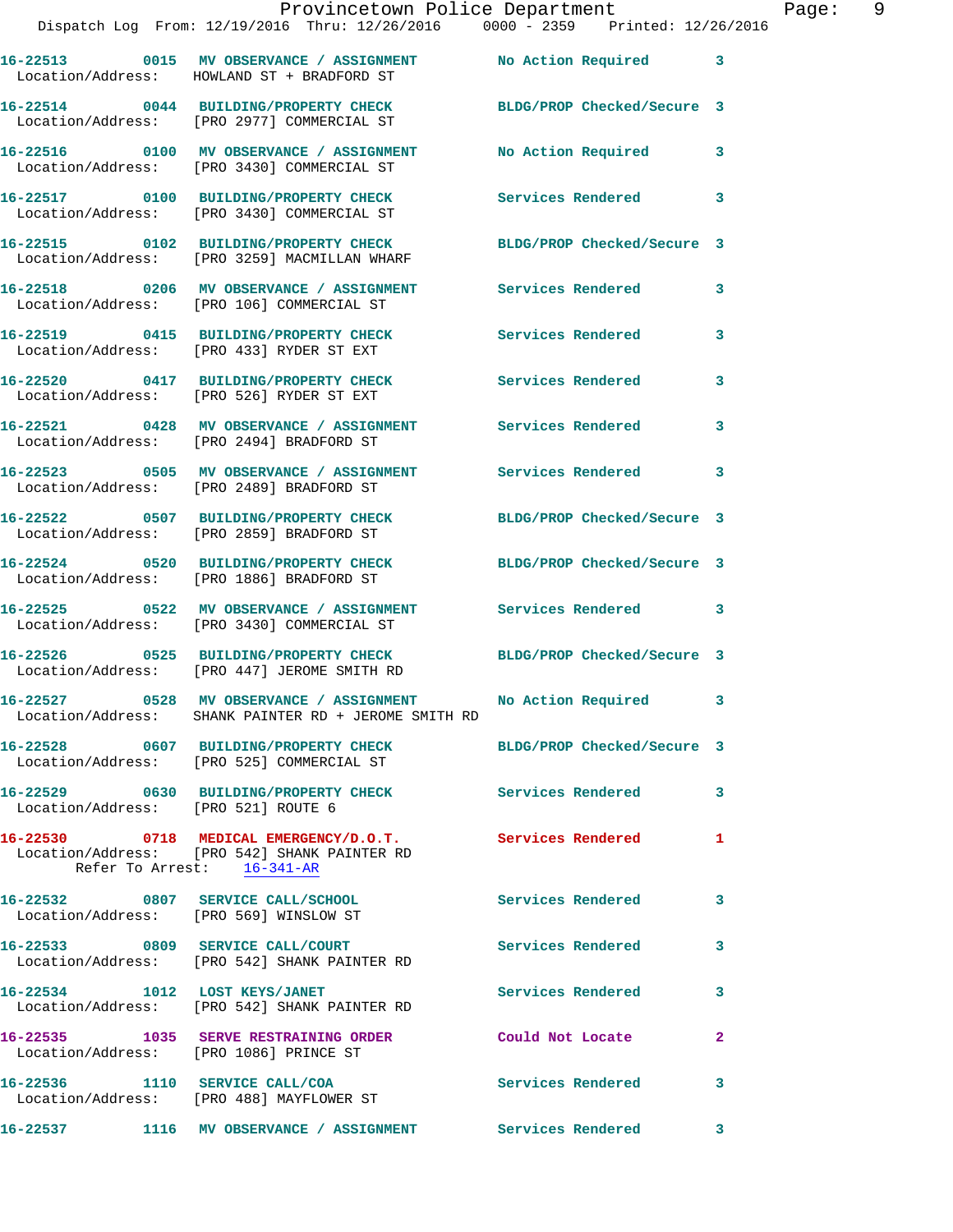16-22513 0015 MV OBSERVANCE / ASSIGNMENT No Action Required 3
Location/Address: HOWLAND ST + BRADFORD ST

16-22514 0044 BUILDING/PROPERTY CHECK BLDG/PROP Checked/Secure 3
Location/Address: [PRO 2977] COMMERCIAL ST

16-22516 0100 MV OBSERVANCE / ASSIGNMENT No Action Required 3
Location/Address: [PRO 3430] COMMERCIAL ST

16-22517 0100 BUILDING/PROPERTY CHECK Services Rendered 3
Location/Address: [PRO 3430] COMMERCIAL ST

16-22515 0102 BUILDING/PROPERTY CHECK BLDG/PROP Checked/Secure 3
Location/Address: [PRO 3259] MACMILLAN WHARF

16-22518 0206 MV OBSERVANCE / ASSIGNMENT Services Rendered 3
Location/Address: [PRO 106] COMMERCIAL ST

16-22519 0415 BUILDING/PROPERTY CHECK Services Rendered 3
Location/Address: [PRO 433] RYDER ST EXT

16-22520 0417 BUILDING/PROPERTY CHECK Services Rendered 3
Location/Address: [PRO 526] RYDER ST EXT

16-22521 0428 MV OBSERVANCE / ASSIGNMENT Services Rendered 3
Location/Address: [PRO 2494] BRADFORD ST

16-22523 0505 MV OBSERVANCE / ASSIGNMENT Services Rendered 3
Location/Address: [PRO 2489] BRADFORD ST

16-22522 0507 BUILDING/PROPERTY CHECK BLDG/PROP Checked/Secure 3
Location/Address: [PRO 2859] BRADFORD ST

16-22524 0520 BUILDING/PROPERTY CHECK BLDG/PROP Checked/Secure 3
Location/Address: [PRO 1886] BRADFORD ST

16-22525 0522 MV OBSERVANCE / ASSIGNMENT Services Rendered 3
Location/Address: [PRO 3430] COMMERCIAL ST

16-22526 0525 BUILDING/PROPERTY CHECK BLDG/PROP Checked/Secure 3
Location/Address: [PRO 447] JEROME SMITH RD

16-22527 0528 MV OBSERVANCE / ASSIGNMENT No Action Required 3
Location/Address: SHANK PAINTER RD + JEROME SMITH RD

16-22528 0607 BUILDING/PROPERTY CHECK BLDG/PROP Checked/Secure 3
Location/Address: [PRO 525] COMMERCIAL ST

16-22529 0630 BUILDING/PROPERTY CHECK Services Rendered 3
Location/Address: [PRO 521] ROUTE 6

16-22530 0718 MEDICAL EMERGENCY/D.O.T. Services Rendered 1
Location/Address: [PRO 542] SHANK PAINTER RD
Refer To Arrest: 16-341-AR

16-22532 0807 SERVICE CALL/SCHOOL Services Rendered 3
Location/Address: [PRO 569] WINSLOW ST

16-22533 0809 SERVICE CALL/COURT Services Rendered 3
Location/Address: [PRO 542] SHANK PAINTER RD

16-22534 1012 LOST KEYS/JANET Services Rendered 3
Location/Address: [PRO 542] SHANK PAINTER RD

16-22535 1035 SERVE RESTRAINING ORDER Could Not Locate 2
Location/Address: [PRO 1086] PRINCE ST

16-22536 1110 SERVICE CALL/COA Services Rendered 3
Location/Address: [PRO 488] MAYFLOWER ST

16-22537 1116 MV OBSERVANCE / ASSIGNMENT Services Rendered 3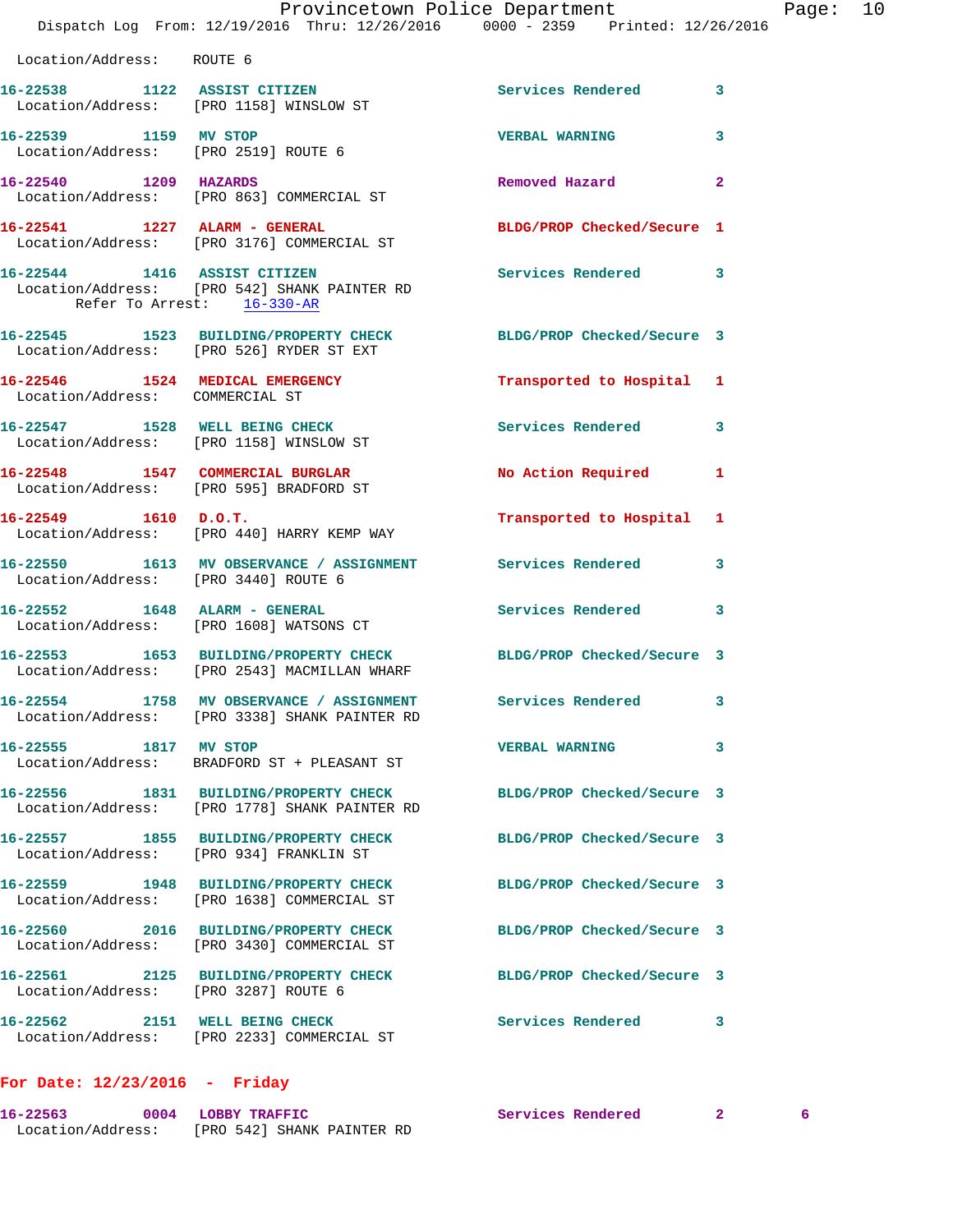Location/Address: ROUTE 6

**16-22538** 1122 **ASSIST CITIZEN** Services Rendered 3
Location/Address: [PRO 1158] WINSLOW ST

**16-22539** 1159 **MV STOP** VERBAL WARNING 3
Location/Address: [PRO 2519] ROUTE 6

**16-22540** 1209 **HAZARDS** Removed Hazard 2
Location/Address: [PRO 863] COMMERCIAL ST

**16-22541** 1227 **ALARM - GENERAL** BLDG/PROP Checked/Secure 1
Location/Address: [PRO 3176] COMMERCIAL ST

**16-22544** 1416 **ASSIST CITIZEN** Services Rendered 3
Location/Address: [PRO 542] SHANK PAINTER RD
Refer To Arrest: 16-330-AR

**16-22545** 1523 **BUILDING/PROPERTY CHECK** BLDG/PROP Checked/Secure 3
Location/Address: [PRO 526] RYDER ST EXT

**16-22546** 1524 **MEDICAL EMERGENCY** Transported to Hospital 1
Location/Address: COMMERCIAL ST

**16-22547** 1528 **WELL BEING CHECK** Services Rendered 3
Location/Address: [PRO 1158] WINSLOW ST

**16-22548** 1547 **COMMERCIAL BURGLAR** No Action Required 1
Location/Address: [PRO 595] BRADFORD ST

**16-22549** 1610 **D.O.T.** Transported to Hospital 1
Location/Address: [PRO 440] HARRY KEMP WAY

**16-22550** 1613 **MV OBSERVANCE / ASSIGNMENT** Services Rendered 3
Location/Address: [PRO 3440] ROUTE 6

**16-22552** 1648 **ALARM - GENERAL** Services Rendered 3
Location/Address: [PRO 1608] WATSONS CT

**16-22553** 1653 **BUILDING/PROPERTY CHECK** BLDG/PROP Checked/Secure 3
Location/Address: [PRO 2543] MACMILLAN WHARF

**16-22554** 1758 **MV OBSERVANCE / ASSIGNMENT** Services Rendered 3
Location/Address: [PRO 3338] SHANK PAINTER RD

**16-22555** 1817 **MV STOP** VERBAL WARNING 3
Location/Address: BRADFORD ST + PLEASANT ST

**16-22556** 1831 **BUILDING/PROPERTY CHECK** BLDG/PROP Checked/Secure 3
Location/Address: [PRO 1778] SHANK PAINTER RD

**16-22557** 1855 **BUILDING/PROPERTY CHECK** BLDG/PROP Checked/Secure 3
Location/Address: [PRO 934] FRANKLIN ST

**16-22559** 1948 **BUILDING/PROPERTY CHECK** BLDG/PROP Checked/Secure 3
Location/Address: [PRO 1638] COMMERCIAL ST

**16-22560** 2016 **BUILDING/PROPERTY CHECK** BLDG/PROP Checked/Secure 3
Location/Address: [PRO 3430] COMMERCIAL ST

**16-22561** 2125 **BUILDING/PROPERTY CHECK** BLDG/PROP Checked/Secure 3
Location/Address: [PRO 3287] ROUTE 6

**16-22562** 2151 **WELL BEING CHECK** Services Rendered 3
Location/Address: [PRO 2233] COMMERCIAL ST

## For Date: 12/23/2016 - Friday

**16-22563** 0004 **LOBBY TRAFFIC** Services Rendered 2 6
Location/Address: [PRO 542] SHANK PAINTER RD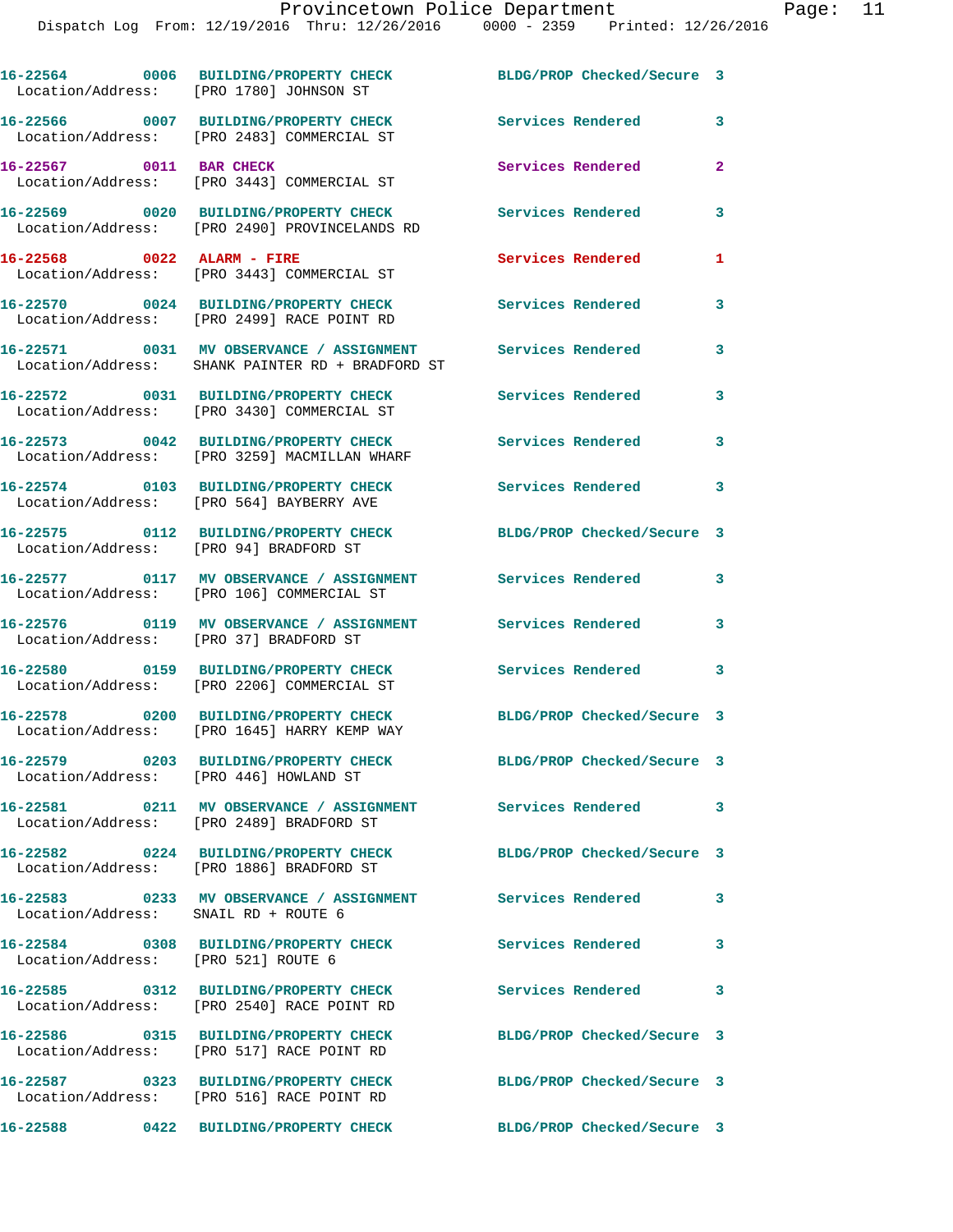16-22564 0006 BUILDING/PROPERTY CHECK BLDG/PROP Checked/Secure 3
Location/Address: [PRO 1780] JOHNSON ST

16-22566 0007 BUILDING/PROPERTY CHECK Services Rendered 3
Location/Address: [PRO 2483] COMMERCIAL ST

16-22567 0011 BAR CHECK Services Rendered 2
Location/Address: [PRO 3443] COMMERCIAL ST

16-22569 0020 BUILDING/PROPERTY CHECK Services Rendered 3
Location/Address: [PRO 2490] PROVINCELANDS RD

16-22568 0022 ALARM - FIRE Services Rendered 1
Location/Address: [PRO 3443] COMMERCIAL ST

16-22570 0024 BUILDING/PROPERTY CHECK Services Rendered 3
Location/Address: [PRO 2499] RACE POINT RD

16-22571 0031 MV OBSERVANCE / ASSIGNMENT Services Rendered 3
Location/Address: SHANK PAINTER RD + BRADFORD ST

16-22572 0031 BUILDING/PROPERTY CHECK Services Rendered 3
Location/Address: [PRO 3430] COMMERCIAL ST

16-22573 0042 BUILDING/PROPERTY CHECK Services Rendered 3
Location/Address: [PRO 3259] MACMILLAN WHARF

16-22574 0103 BUILDING/PROPERTY CHECK Services Rendered 3
Location/Address: [PRO 564] BAYBERRY AVE

16-22575 0112 BUILDING/PROPERTY CHECK BLDG/PROP Checked/Secure 3
Location/Address: [PRO 94] BRADFORD ST

16-22577 0117 MV OBSERVANCE / ASSIGNMENT Services Rendered 3
Location/Address: [PRO 106] COMMERCIAL ST

16-22576 0119 MV OBSERVANCE / ASSIGNMENT Services Rendered 3
Location/Address: [PRO 37] BRADFORD ST

16-22580 0159 BUILDING/PROPERTY CHECK Services Rendered 3
Location/Address: [PRO 2206] COMMERCIAL ST

16-22578 0200 BUILDING/PROPERTY CHECK BLDG/PROP Checked/Secure 3
Location/Address: [PRO 1645] HARRY KEMP WAY

16-22579 0203 BUILDING/PROPERTY CHECK BLDG/PROP Checked/Secure 3
Location/Address: [PRO 446] HOWLAND ST

16-22581 0211 MV OBSERVANCE / ASSIGNMENT Services Rendered 3
Location/Address: [PRO 2489] BRADFORD ST

16-22582 0224 BUILDING/PROPERTY CHECK BLDG/PROP Checked/Secure 3
Location/Address: [PRO 1886] BRADFORD ST

16-22583 0233 MV OBSERVANCE / ASSIGNMENT Services Rendered 3
Location/Address: SNAIL RD + ROUTE 6

16-22584 0308 BUILDING/PROPERTY CHECK Services Rendered 3
Location/Address: [PRO 521] ROUTE 6

16-22585 0312 BUILDING/PROPERTY CHECK Services Rendered 3
Location/Address: [PRO 2540] RACE POINT RD

16-22586 0315 BUILDING/PROPERTY CHECK BLDG/PROP Checked/Secure 3
Location/Address: [PRO 517] RACE POINT RD

16-22587 0323 BUILDING/PROPERTY CHECK BLDG/PROP Checked/Secure 3
Location/Address: [PRO 516] RACE POINT RD

16-22588 0422 BUILDING/PROPERTY CHECK BLDG/PROP Checked/Secure 3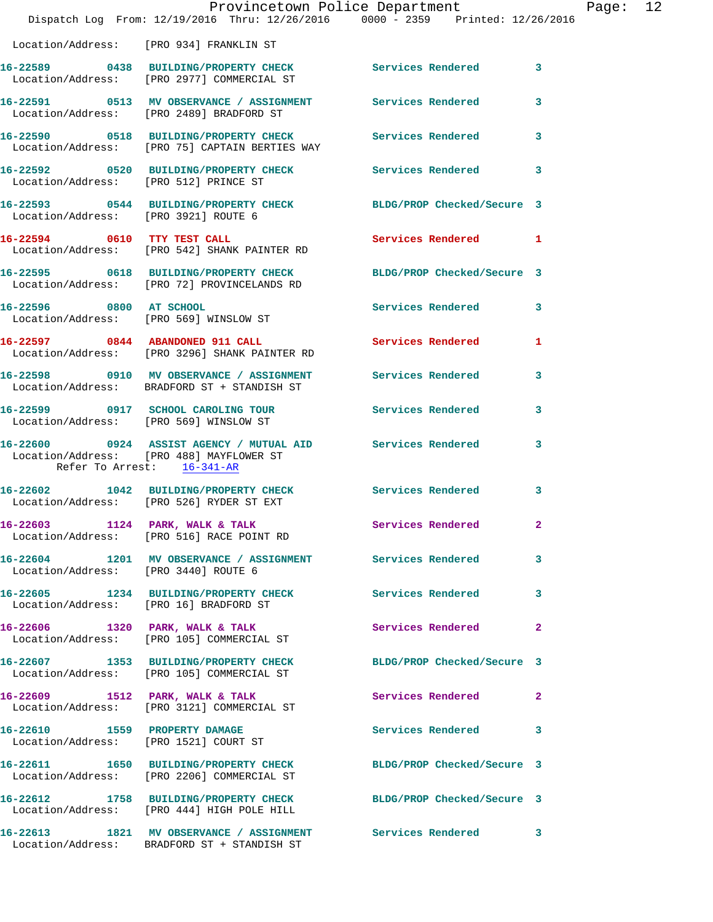Location/Address: [PRO 934] FRANKLIN ST

16-22589 0438 BUILDING/PROPERTY CHECK Services Rendered 3
Location/Address: [PRO 2977] COMMERCIAL ST

16-22591 0513 MV OBSERVANCE / ASSIGNMENT Services Rendered 3
Location/Address: [PRO 2489] BRADFORD ST

16-22590 0518 BUILDING/PROPERTY CHECK Services Rendered 3
Location/Address: [PRO 75] CAPTAIN BERTIES WAY

16-22592 0520 BUILDING/PROPERTY CHECK Services Rendered 3
Location/Address: [PRO 512] PRINCE ST

16-22593 0544 BUILDING/PROPERTY CHECK BLDG/PROP Checked/Secure 3
Location/Address: [PRO 3921] ROUTE 6

16-22594 0610 TTY TEST CALL Services Rendered 1
Location/Address: [PRO 542] SHANK PAINTER RD

16-22595 0618 BUILDING/PROPERTY CHECK BLDG/PROP Checked/Secure 3
Location/Address: [PRO 72] PROVINCELANDS RD

16-22596 0800 AT SCHOOL Services Rendered 3
Location/Address: [PRO 569] WINSLOW ST

16-22597 0844 ABANDONED 911 CALL Services Rendered 1
Location/Address: [PRO 3296] SHANK PAINTER RD

16-22598 0910 MV OBSERVANCE / ASSIGNMENT Services Rendered 3
Location/Address: BRADFORD ST + STANDISH ST

16-22599 0917 SCHOOL CAROLING TOUR Services Rendered 3
Location/Address: [PRO 569] WINSLOW ST

16-22600 0924 ASSIST AGENCY / MUTUAL AID Services Rendered 3
Location/Address: [PRO 488] MAYFLOWER ST
Refer To Arrest: 16-341-AR

16-22602 1042 BUILDING/PROPERTY CHECK Services Rendered 3
Location/Address: [PRO 526] RYDER ST EXT

16-22603 1124 PARK, WALK & TALK Services Rendered 2
Location/Address: [PRO 516] RACE POINT RD

16-22604 1201 MV OBSERVANCE / ASSIGNMENT Services Rendered 3
Location/Address: [PRO 3440] ROUTE 6

16-22605 1234 BUILDING/PROPERTY CHECK Services Rendered 3
Location/Address: [PRO 16] BRADFORD ST

16-22606 1320 PARK, WALK & TALK Services Rendered 2
Location/Address: [PRO 105] COMMERCIAL ST

16-22607 1353 BUILDING/PROPERTY CHECK BLDG/PROP Checked/Secure 3
Location/Address: [PRO 105] COMMERCIAL ST

16-22609 1512 PARK, WALK & TALK Services Rendered 2
Location/Address: [PRO 3121] COMMERCIAL ST

16-22610 1559 PROPERTY DAMAGE Services Rendered 3
Location/Address: [PRO 1521] COURT ST

16-22611 1650 BUILDING/PROPERTY CHECK BLDG/PROP Checked/Secure 3
Location/Address: [PRO 2206] COMMERCIAL ST

16-22612 1758 BUILDING/PROPERTY CHECK BLDG/PROP Checked/Secure 3
Location/Address: [PRO 444] HIGH POLE HILL

16-22613 1821 MV OBSERVANCE / ASSIGNMENT Services Rendered 3
Location/Address: BRADFORD ST + STANDISH ST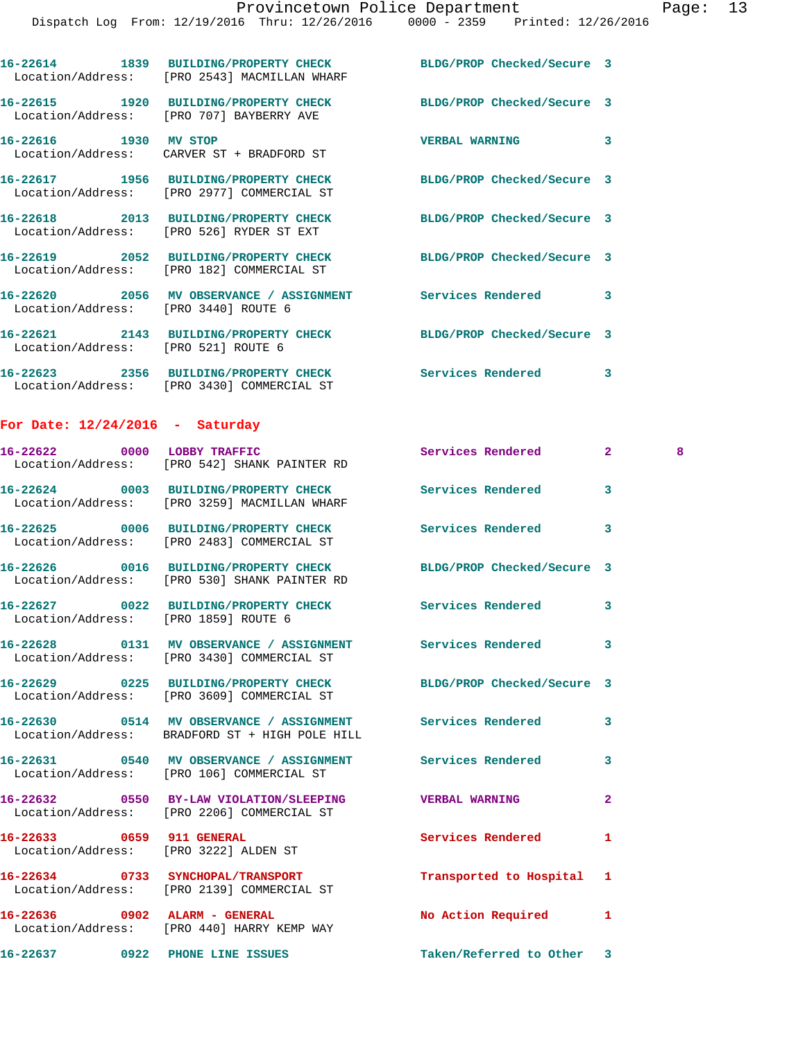Provincetown Police Department
Dispatch Log From: 12/19/2016 Thru: 12/26/2016 0000 - 2359 Printed: 12/26/2016

```
16-22614        1839  BUILDING/PROPERTY CHECK          BLDG/PROP Checked/Secure  3
  Location/Address:    [PRO 2543] MACMILLAN WHARF

16-22615        1920  BUILDING/PROPERTY CHECK          BLDG/PROP Checked/Secure  3
  Location/Address:    [PRO 707] BAYBERRY AVE

16-22616        1930  MV STOP                          VERBAL WARNING            3
  Location/Address:    CARVER ST + BRADFORD ST

16-22617        1956  BUILDING/PROPERTY CHECK          BLDG/PROP Checked/Secure  3
  Location/Address:    [PRO 2977] COMMERCIAL ST

16-22618        2013  BUILDING/PROPERTY CHECK          BLDG/PROP Checked/Secure  3
  Location/Address:    [PRO 526] RYDER ST EXT

16-22619        2052  BUILDING/PROPERTY CHECK          BLDG/PROP Checked/Secure  3
  Location/Address:    [PRO 182] COMMERCIAL ST

16-22620        2056  MV OBSERVANCE / ASSIGNMENT       Services Rendered         3
  Location/Address:    [PRO 3440] ROUTE 6

16-22621        2143  BUILDING/PROPERTY CHECK          BLDG/PROP Checked/Secure  3
  Location/Address:    [PRO 521] ROUTE 6

16-22623        2356  BUILDING/PROPERTY CHECK          Services Rendered         3
  Location/Address:    [PRO 3430] COMMERCIAL ST
```

## For Date: 12/24/2016 - Saturday

```
16-22622        0000  LOBBY TRAFFIC                    Services Rendered         2        8
  Location/Address:    [PRO 542] SHANK PAINTER RD

16-22624        0003  BUILDING/PROPERTY CHECK          Services Rendered         3
  Location/Address:    [PRO 3259] MACMILLAN WHARF

16-22625        0006  BUILDING/PROPERTY CHECK          Services Rendered         3
  Location/Address:    [PRO 2483] COMMERCIAL ST

16-22626        0016  BUILDING/PROPERTY CHECK          BLDG/PROP Checked/Secure  3
  Location/Address:    [PRO 530] SHANK PAINTER RD

16-22627        0022  BUILDING/PROPERTY CHECK          Services Rendered         3
  Location/Address:    [PRO 1859] ROUTE 6

16-22628        0131  MV OBSERVANCE / ASSIGNMENT       Services Rendered         3
  Location/Address:    [PRO 3430] COMMERCIAL ST

16-22629        0225  BUILDING/PROPERTY CHECK          BLDG/PROP Checked/Secure  3
  Location/Address:    [PRO 3609] COMMERCIAL ST

16-22630        0514  MV OBSERVANCE / ASSIGNMENT       Services Rendered         3
  Location/Address:    BRADFORD ST + HIGH POLE HILL

16-22631        0540  MV OBSERVANCE / ASSIGNMENT       Services Rendered         3
  Location/Address:    [PRO 106] COMMERCIAL ST

16-22632        0550  BY-LAW VIOLATION/SLEEPING        VERBAL WARNING            2
  Location/Address:    [PRO 2206] COMMERCIAL ST

16-22633        0659  911 GENERAL                      Services Rendered         1
  Location/Address:    [PRO 3222] ALDEN ST

16-22634        0733  SYNCHOPAL/TRANSPORT              Transported to Hospital   1
  Location/Address:    [PRO 2139] COMMERCIAL ST

16-22636        0902  ALARM - GENERAL                  No Action Required        1
  Location/Address:    [PRO 440] HARRY KEMP WAY

16-22637        0922  PHONE LINE ISSUES                Taken/Referred to Other   3
```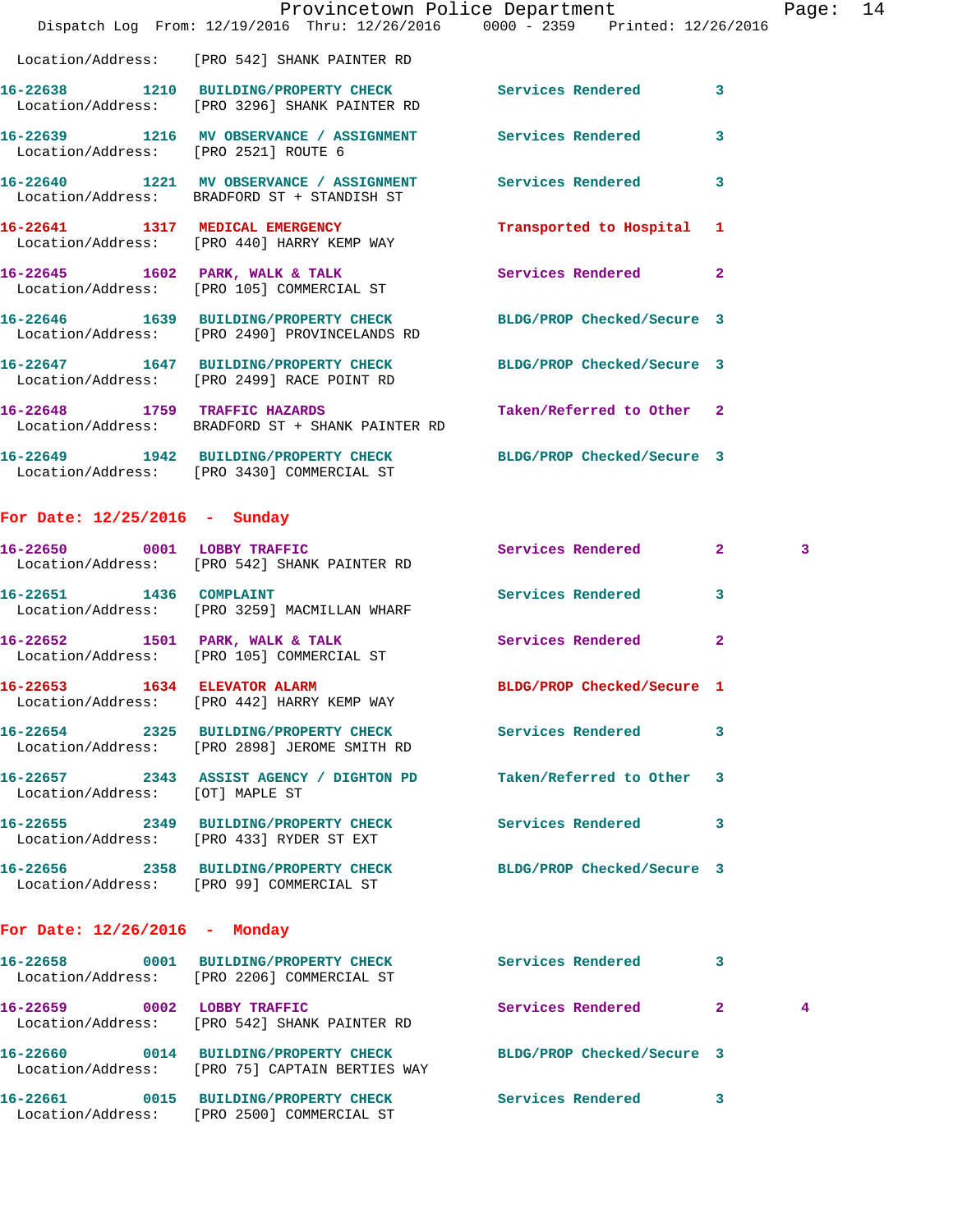Location/Address: [PRO 542] SHANK PAINTER RD

| Call # | Time | Call Reason | Action | Priority | |
|---|---|---|---|---|---|
| 16-22638 | 1210 | BUILDING/PROPERTY CHECK | Services Rendered | 3 | |
| | | Location/Address: [PRO 3296] SHANK PAINTER RD | | | |
| 16-22639 | 1216 | MV OBSERVANCE / ASSIGNMENT | Services Rendered | 3 | |
| | | Location/Address: [PRO 2521] ROUTE 6 | | | |
| 16-22640 | 1221 | MV OBSERVANCE / ASSIGNMENT | Services Rendered | 3 | |
| | | Location/Address: BRADFORD ST + STANDISH ST | | | |
| 16-22641 | 1317 | MEDICAL EMERGENCY | Transported to Hospital | 1 | |
| | | Location/Address: [PRO 440] HARRY KEMP WAY | | | |
| 16-22645 | 1602 | PARK, WALK & TALK | Services Rendered | 2 | |
| | | Location/Address: [PRO 105] COMMERCIAL ST | | | |
| 16-22646 | 1639 | BUILDING/PROPERTY CHECK | BLDG/PROP Checked/Secure | 3 | |
| | | Location/Address: [PRO 2490] PROVINCELANDS RD | | | |
| 16-22647 | 1647 | BUILDING/PROPERTY CHECK | BLDG/PROP Checked/Secure | 3 | |
| | | Location/Address: [PRO 2499] RACE POINT RD | | | |
| 16-22648 | 1759 | TRAFFIC HAZARDS | Taken/Referred to Other | 2 | |
| | | Location/Address: BRADFORD ST + SHANK PAINTER RD | | | |
| 16-22649 | 1942 | BUILDING/PROPERTY CHECK | BLDG/PROP Checked/Secure | 3 | |
| | | Location/Address: [PRO 3430] COMMERCIAL ST | | | |

## For Date: 12/25/2016 - Sunday

| Call # | Time | Call Reason | Action | Priority | |
|---|---|---|---|---|---|
| 16-22650 | 0001 | LOBBY TRAFFIC | Services Rendered | 2 | 3 |
| | | Location/Address: [PRO 542] SHANK PAINTER RD | | | |
| 16-22651 | 1436 | COMPLAINT | Services Rendered | 3 | |
| | | Location/Address: [PRO 3259] MACMILLAN WHARF | | | |
| 16-22652 | 1501 | PARK, WALK & TALK | Services Rendered | 2 | |
| | | Location/Address: [PRO 105] COMMERCIAL ST | | | |
| 16-22653 | 1634 | ELEVATOR ALARM | BLDG/PROP Checked/Secure | 1 | |
| | | Location/Address: [PRO 442] HARRY KEMP WAY | | | |
| 16-22654 | 2325 | BUILDING/PROPERTY CHECK | Services Rendered | 3 | |
| | | Location/Address: [PRO 2898] JEROME SMITH RD | | | |
| 16-22657 | 2343 | ASSIST AGENCY / DIGHTON PD | Taken/Referred to Other | 3 | |
| | | Location/Address: [OT] MAPLE ST | | | |
| 16-22655 | 2349 | BUILDING/PROPERTY CHECK | Services Rendered | 3 | |
| | | Location/Address: [PRO 433] RYDER ST EXT | | | |
| 16-22656 | 2358 | BUILDING/PROPERTY CHECK | BLDG/PROP Checked/Secure | 3 | |
| | | Location/Address: [PRO 99] COMMERCIAL ST | | | |

## For Date: 12/26/2016 - Monday

| Call # | Time | Call Reason | Action | Priority | |
|---|---|---|---|---|---|
| 16-22658 | 0001 | BUILDING/PROPERTY CHECK | Services Rendered | 3 | |
| | | Location/Address: [PRO 2206] COMMERCIAL ST | | | |
| 16-22659 | 0002 | LOBBY TRAFFIC | Services Rendered | 2 | 4 |
| | | Location/Address: [PRO 542] SHANK PAINTER RD | | | |
| 16-22660 | 0014 | BUILDING/PROPERTY CHECK | BLDG/PROP Checked/Secure | 3 | |
| | | Location/Address: [PRO 75] CAPTAIN BERTIES WAY | | | |
| 16-22661 | 0015 | BUILDING/PROPERTY CHECK | Services Rendered | 3 | |
| | | Location/Address: [PRO 2500] COMMERCIAL ST | | | |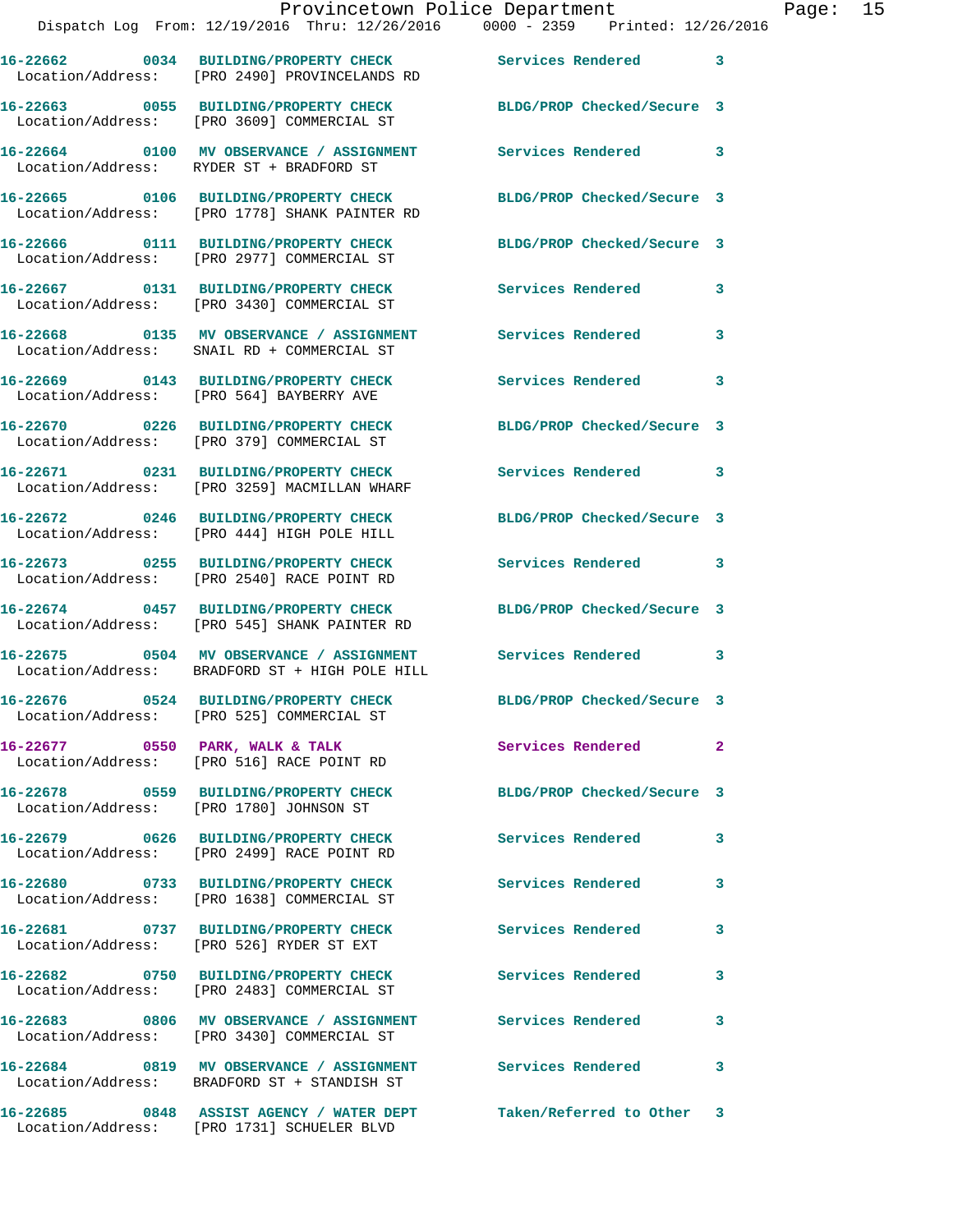Provincetown Police Department
Dispatch Log From: 12/19/2016 Thru: 12/26/2016 0000 - 2359 Printed: 12/26/2016

| | | | | |
|---|---|---|---|---|
| 16-22662 | 0034 | BUILDING/PROPERTY CHECK | Services Rendered | 3 |
| Location/Address: | [PRO 2490] PROVINCELANDS RD | | | |
| 16-22663 | 0055 | BUILDING/PROPERTY CHECK | BLDG/PROP Checked/Secure | 3 |
| Location/Address: | [PRO 3609] COMMERCIAL ST | | | |
| 16-22664 | 0100 | MV OBSERVANCE / ASSIGNMENT | Services Rendered | 3 |
| Location/Address: | RYDER ST + BRADFORD ST | | | |
| 16-22665 | 0106 | BUILDING/PROPERTY CHECK | BLDG/PROP Checked/Secure | 3 |
| Location/Address: | [PRO 1778] SHANK PAINTER RD | | | |
| 16-22666 | 0111 | BUILDING/PROPERTY CHECK | BLDG/PROP Checked/Secure | 3 |
| Location/Address: | [PRO 2977] COMMERCIAL ST | | | |
| 16-22667 | 0131 | BUILDING/PROPERTY CHECK | Services Rendered | 3 |
| Location/Address: | [PRO 3430] COMMERCIAL ST | | | |
| 16-22668 | 0135 | MV OBSERVANCE / ASSIGNMENT | Services Rendered | 3 |
| Location/Address: | SNAIL RD + COMMERCIAL ST | | | |
| 16-22669 | 0143 | BUILDING/PROPERTY CHECK | Services Rendered | 3 |
| Location/Address: | [PRO 564] BAYBERRY AVE | | | |
| 16-22670 | 0226 | BUILDING/PROPERTY CHECK | BLDG/PROP Checked/Secure | 3 |
| Location/Address: | [PRO 379] COMMERCIAL ST | | | |
| 16-22671 | 0231 | BUILDING/PROPERTY CHECK | Services Rendered | 3 |
| Location/Address: | [PRO 3259] MACMILLAN WHARF | | | |
| 16-22672 | 0246 | BUILDING/PROPERTY CHECK | BLDG/PROP Checked/Secure | 3 |
| Location/Address: | [PRO 444] HIGH POLE HILL | | | |
| 16-22673 | 0255 | BUILDING/PROPERTY CHECK | Services Rendered | 3 |
| Location/Address: | [PRO 2540] RACE POINT RD | | | |
| 16-22674 | 0457 | BUILDING/PROPERTY CHECK | BLDG/PROP Checked/Secure | 3 |
| Location/Address: | [PRO 545] SHANK PAINTER RD | | | |
| 16-22675 | 0504 | MV OBSERVANCE / ASSIGNMENT | Services Rendered | 3 |
| Location/Address: | BRADFORD ST + HIGH POLE HILL | | | |
| 16-22676 | 0524 | BUILDING/PROPERTY CHECK | BLDG/PROP Checked/Secure | 3 |
| Location/Address: | [PRO 525] COMMERCIAL ST | | | |
| 16-22677 | 0550 | PARK, WALK & TALK | Services Rendered | 2 |
| Location/Address: | [PRO 516] RACE POINT RD | | | |
| 16-22678 | 0559 | BUILDING/PROPERTY CHECK | BLDG/PROP Checked/Secure | 3 |
| Location/Address: | [PRO 1780] JOHNSON ST | | | |
| 16-22679 | 0626 | BUILDING/PROPERTY CHECK | Services Rendered | 3 |
| Location/Address: | [PRO 2499] RACE POINT RD | | | |
| 16-22680 | 0733 | BUILDING/PROPERTY CHECK | Services Rendered | 3 |
| Location/Address: | [PRO 1638] COMMERCIAL ST | | | |
| 16-22681 | 0737 | BUILDING/PROPERTY CHECK | Services Rendered | 3 |
| Location/Address: | [PRO 526] RYDER ST EXT | | | |
| 16-22682 | 0750 | BUILDING/PROPERTY CHECK | Services Rendered | 3 |
| Location/Address: | [PRO 2483] COMMERCIAL ST | | | |
| 16-22683 | 0806 | MV OBSERVANCE / ASSIGNMENT | Services Rendered | 3 |
| Location/Address: | [PRO 3430] COMMERCIAL ST | | | |
| 16-22684 | 0819 | MV OBSERVANCE / ASSIGNMENT | Services Rendered | 3 |
| Location/Address: | BRADFORD ST + STANDISH ST | | | |
| 16-22685 | 0848 | ASSIST AGENCY / WATER DEPT | Taken/Referred to Other | 3 |
| Location/Address: | [PRO 1731] SCHUELER BLVD | | | |